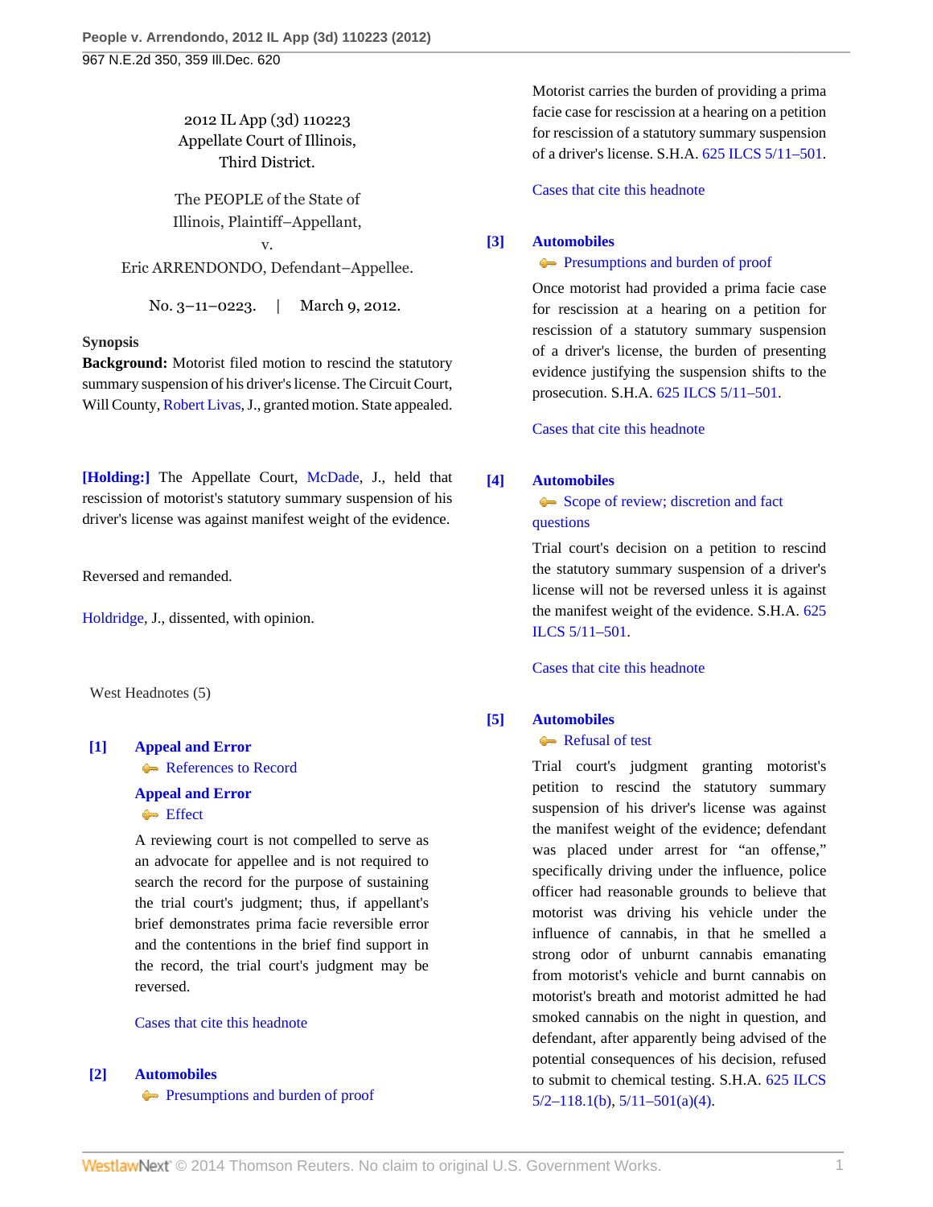2012 IL App (3d) 110223
Appellate Court of Illinois,
Third District.

The PEOPLE of the State of Illinois, Plaintiff–Appellant,
v.
Eric ARRENDONDO, Defendant–Appellee.

No. 3–11–0223. | March 9, 2012.

**Synopsis**

**Background:** Motorist filed motion to rescind the statutory summary suspension of his driver's license. The Circuit Court, Will County, Robert Livas, J., granted motion. State appealed.

**[Holding:]** The Appellate Court, McDade, J., held that rescission of motorist's statutory summary suspension of his driver's license was against manifest weight of the evidence.

Reversed and remanded.

Holdridge, J., dissented, with opinion.

West Headnotes (5)

**[1] Appeal and Error**
References to Record
**Appeal and Error**
Effect

A reviewing court is not compelled to serve as an advocate for appellee and is not required to search the record for the purpose of sustaining the trial court's judgment; thus, if appellant's brief demonstrates prima facie reversible error and the contentions in the brief find support in the record, the trial court's judgment may be reversed.

Cases that cite this headnote

**[2] Automobiles**
Presumptions and burden of proof

Motorist carries the burden of providing a prima facie case for rescission at a hearing on a petition for rescission of a statutory summary suspension of a driver's license. S.H.A. 625 ILCS 5/11–501.

Cases that cite this headnote

**[3] Automobiles**
Presumptions and burden of proof

Once motorist had provided a prima facie case for rescission at a hearing on a petition for rescission of a statutory summary suspension of a driver's license, the burden of presenting evidence justifying the suspension shifts to the prosecution. S.H.A. 625 ILCS 5/11–501.

Cases that cite this headnote

**[4] Automobiles**
Scope of review; discretion and fact questions

Trial court's decision on a petition to rescind the statutory summary suspension of a driver's license will not be reversed unless it is against the manifest weight of the evidence. S.H.A. 625 ILCS 5/11–501.

Cases that cite this headnote

**[5] Automobiles**
Refusal of test

Trial court's judgment granting motorist's petition to rescind the statutory summary suspension of his driver's license was against the manifest weight of the evidence; defendant was placed under arrest for "an offense," specifically driving under the influence, police officer had reasonable grounds to believe that motorist was driving his vehicle under the influence of cannabis, in that he smelled a strong odor of unburnt cannabis emanating from motorist's vehicle and burnt cannabis on motorist's breath and motorist admitted he had smoked cannabis on the night in question, and defendant, after apparently being advised of the potential consequences of his decision, refused to submit to chemical testing. S.H.A. 625 ILCS 5/2–118.1(b), 5/11–501(a)(4).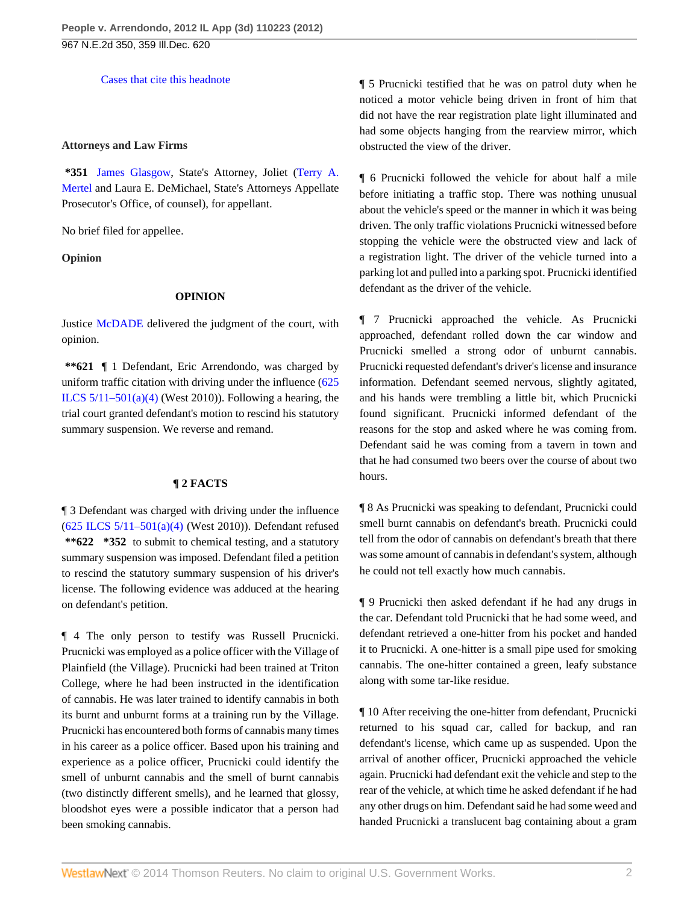Cases that cite this headnote

**Attorneys and Law Firms**

**\*351** James Glasgow, State's Attorney, Joliet (Terry A. Mertel and Laura E. DeMichael, State's Attorneys Appellate Prosecutor's Office, of counsel), for appellant.

No brief filed for appellee.

**Opinion**

**OPINION**

Justice McDADE delivered the judgment of the court, with opinion.

**\*\*621** ¶ 1 Defendant, Eric Arrendondo, was charged by uniform traffic citation with driving under the influence (625 ILCS 5/11–501(a)(4) (West 2010)). Following a hearing, the trial court granted defendant's motion to rescind his statutory summary suspension. We reverse and remand.

**¶ 2 FACTS**

¶ 3 Defendant was charged with driving under the influence (625 ILCS 5/11–501(a)(4) (West 2010)). Defendant refused **\*\*622 \*352** to submit to chemical testing, and a statutory summary suspension was imposed. Defendant filed a petition to rescind the statutory summary suspension of his driver's license. The following evidence was adduced at the hearing on defendant's petition.

¶ 4 The only person to testify was Russell Prucnicki. Prucnicki was employed as a police officer with the Village of Plainfield (the Village). Prucnicki had been trained at Triton College, where he had been instructed in the identification of cannabis. He was later trained to identify cannabis in both its burnt and unburnt forms at a training run by the Village. Prucnicki has encountered both forms of cannabis many times in his career as a police officer. Based upon his training and experience as a police officer, Prucnicki could identify the smell of unburnt cannabis and the smell of burnt cannabis (two distinctly different smells), and he learned that glossy, bloodshot eyes were a possible indicator that a person had been smoking cannabis.

¶ 5 Prucnicki testified that he was on patrol duty when he noticed a motor vehicle being driven in front of him that did not have the rear registration plate light illuminated and had some objects hanging from the rearview mirror, which obstructed the view of the driver.

¶ 6 Prucnicki followed the vehicle for about half a mile before initiating a traffic stop. There was nothing unusual about the vehicle's speed or the manner in which it was being driven. The only traffic violations Prucnicki witnessed before stopping the vehicle were the obstructed view and lack of a registration light. The driver of the vehicle turned into a parking lot and pulled into a parking spot. Prucnicki identified defendant as the driver of the vehicle.

¶ 7 Prucnicki approached the vehicle. As Prucnicki approached, defendant rolled down the car window and Prucnicki smelled a strong odor of unburnt cannabis. Prucnicki requested defendant's driver's license and insurance information. Defendant seemed nervous, slightly agitated, and his hands were trembling a little bit, which Prucnicki found significant. Prucnicki informed defendant of the reasons for the stop and asked where he was coming from. Defendant said he was coming from a tavern in town and that he had consumed two beers over the course of about two hours.

¶ 8 As Prucnicki was speaking to defendant, Prucnicki could smell burnt cannabis on defendant's breath. Prucnicki could tell from the odor of cannabis on defendant's breath that there was some amount of cannabis in defendant's system, although he could not tell exactly how much cannabis.

¶ 9 Prucnicki then asked defendant if he had any drugs in the car. Defendant told Prucnicki that he had some weed, and defendant retrieved a one-hitter from his pocket and handed it to Prucnicki. A one-hitter is a small pipe used for smoking cannabis. The one-hitter contained a green, leafy substance along with some tar-like residue.

¶ 10 After receiving the one-hitter from defendant, Prucnicki returned to his squad car, called for backup, and ran defendant's license, which came up as suspended. Upon the arrival of another officer, Prucnicki approached the vehicle again. Prucnicki had defendant exit the vehicle and step to the rear of the vehicle, at which time he asked defendant if he had any other drugs on him. Defendant said he had some weed and handed Prucnicki a translucent bag containing about a gram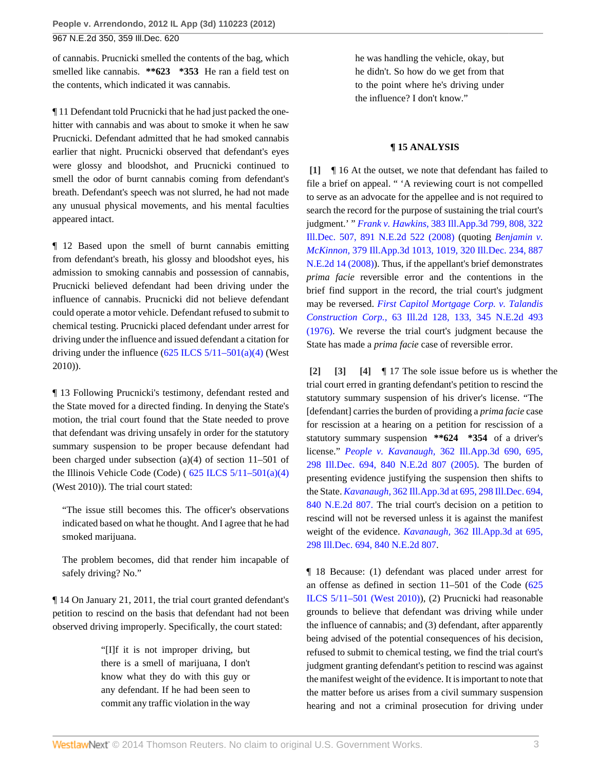of cannabis. Prucnicki smelled the contents of the bag, which smelled like cannabis. **623 *353 He ran a field test on the contents, which indicated it was cannabis.

¶ 11 Defendant told Prucnicki that he had just packed the one-hitter with cannabis and was about to smoke it when he saw Prucnicki. Defendant admitted that he had smoked cannabis earlier that night. Prucnicki observed that defendant's eyes were glossy and bloodshot, and Prucnicki continued to smell the odor of burnt cannabis coming from defendant's breath. Defendant's speech was not slurred, he had not made any unusual physical movements, and his mental faculties appeared intact.

¶ 12 Based upon the smell of burnt cannabis emitting from defendant's breath, his glossy and bloodshot eyes, his admission to smoking cannabis and possession of cannabis, Prucnicki believed defendant had been driving under the influence of cannabis. Prucnicki did not believe defendant could operate a motor vehicle. Defendant refused to submit to chemical testing. Prucnicki placed defendant under arrest for driving under the influence and issued defendant a citation for driving under the influence (625 ILCS 5/11–501(a)(4) (West 2010)).

¶ 13 Following Prucnicki's testimony, defendant rested and the State moved for a directed finding. In denying the State's motion, the trial court found that the State needed to prove that defendant was driving unsafely in order for the statutory summary suspension to be proper because defendant had been charged under subsection (a)(4) of section 11–501 of the Illinois Vehicle Code (Code) ( 625 ILCS 5/11–501(a)(4) (West 2010)). The trial court stated:

> "The issue still becomes this. The officer's observations indicated based on what he thought. And I agree that he had smoked marijuana.
>
> The problem becomes, did that render him incapable of safely driving? No."

¶ 14 On January 21, 2011, the trial court granted defendant's petition to rescind on the basis that defendant had not been observed driving improperly. Specifically, the court stated:

> "[I]f it is not improper driving, but there is a smell of marijuana, I don't know what they do with this guy or any defendant. If he had been seen to commit any traffic violation in the way he was handling the vehicle, okay, but he didn't. So how do we get from that to the point where he's driving under the influence? I don't know."

## ¶ 15 ANALYSIS

**[1]** ¶ 16 At the outset, we note that defendant has failed to file a brief on appeal. " 'A reviewing court is not compelled to serve as an advocate for the appellee and is not required to search the record for the purpose of sustaining the trial court's judgment.' " *Frank v. Hawkins,* 383 Ill.App.3d 799, 808, 322 Ill.Dec. 507, 891 N.E.2d 522 (2008) (quoting *Benjamin v. McKinnon,* 379 Ill.App.3d 1013, 1019, 320 Ill.Dec. 234, 887 N.E.2d 14 (2008)). Thus, if the appellant's brief demonstrates *prima facie* reversible error and the contentions in the brief find support in the record, the trial court's judgment may be reversed. *First Capitol Mortgage Corp. v. Talandis Construction Corp.,* 63 Ill.2d 128, 133, 345 N.E.2d 493 (1976). We reverse the trial court's judgment because the State has made a *prima facie* case of reversible error.

**[2]** **[3]** **[4]** ¶ 17 The sole issue before us is whether the trial court erred in granting defendant's petition to rescind the statutory summary suspension of his driver's license. "The [defendant] carries the burden of providing a *prima facie* case for rescission at a hearing on a petition for rescission of a statutory summary suspension **624 *354 of a driver's license." *People v. Kavanaugh,* 362 Ill.App.3d 690, 695, 298 Ill.Dec. 694, 840 N.E.2d 807 (2005). The burden of presenting evidence justifying the suspension then shifts to the State. *Kavanaugh,* 362 Ill.App.3d at 695, 298 Ill.Dec. 694, 840 N.E.2d 807. The trial court's decision on a petition to rescind will not be reversed unless it is against the manifest weight of the evidence. *Kavanaugh,* 362 Ill.App.3d at 695, 298 Ill.Dec. 694, 840 N.E.2d 807.

¶ 18 Because: (1) defendant was placed under arrest for an offense as defined in section 11–501 of the Code (625 ILCS 5/11–501 (West 2010)), (2) Prucnicki had reasonable grounds to believe that defendant was driving while under the influence of cannabis; and (3) defendant, after apparently being advised of the potential consequences of his decision, refused to submit to chemical testing, we find the trial court's judgment granting defendant's petition to rescind was against the manifest weight of the evidence. It is important to note that the matter before us arises from a civil summary suspension hearing and not a criminal prosecution for driving under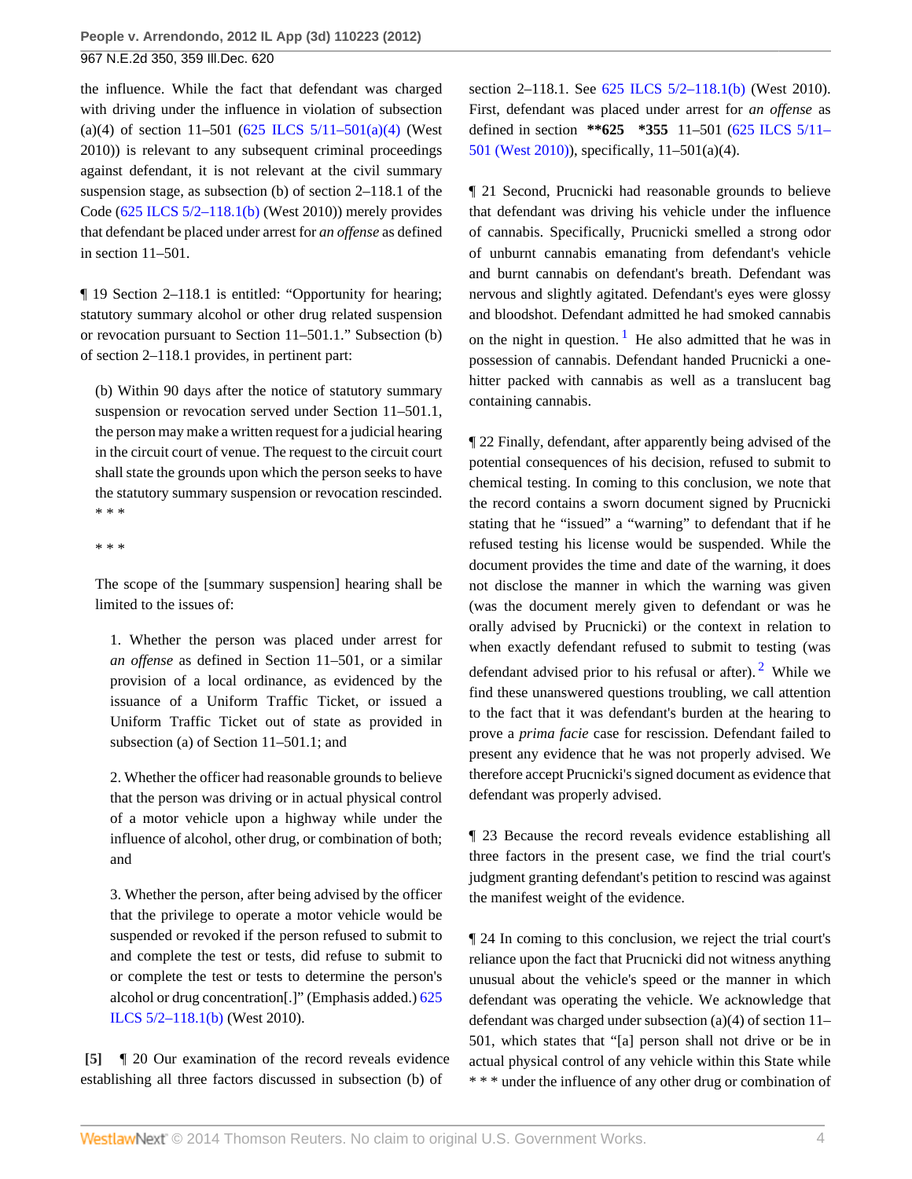the influence. While the fact that defendant was charged with driving under the influence in violation of subsection (a)(4) of section 11–501 (625 ILCS 5/11–501(a)(4) (West 2010)) is relevant to any subsequent criminal proceedings against defendant, it is not relevant at the civil summary suspension stage, as subsection (b) of section 2–118.1 of the Code (625 ILCS 5/2–118.1(b) (West 2010)) merely provides that defendant be placed under arrest for *an offense* as defined in section 11–501.

¶ 19 Section 2–118.1 is entitled: "Opportunity for hearing; statutory summary alcohol or other drug related suspension or revocation pursuant to Section 11–501.1." Subsection (b) of section 2–118.1 provides, in pertinent part:

> (b) Within 90 days after the notice of statutory summary suspension or revocation served under Section 11–501.1, the person may make a written request for a judicial hearing in the circuit court of venue. The request to the circuit court shall state the grounds upon which the person seeks to have the statutory summary suspension or revocation rescinded. * * *
>
> * * *
>
> The scope of the [summary suspension] hearing shall be limited to the issues of:
>
> 1. Whether the person was placed under arrest for *an offense* as defined in Section 11–501, or a similar provision of a local ordinance, as evidenced by the issuance of a Uniform Traffic Ticket, or issued a Uniform Traffic Ticket out of state as provided in subsection (a) of Section 11–501.1; and
>
> 2. Whether the officer had reasonable grounds to believe that the person was driving or in actual physical control of a motor vehicle upon a highway while under the influence of alcohol, other drug, or combination of both; and
>
> 3. Whether the person, after being advised by the officer that the privilege to operate a motor vehicle would be suspended or revoked if the person refused to submit to and complete the test or tests, did refuse to submit to or complete the test or tests to determine the person's alcohol or drug concentration[.]" (Emphasis added.) 625 ILCS 5/2–118.1(b) (West 2010).

**[5]** ¶ 20 Our examination of the record reveals evidence establishing all three factors discussed in subsection (b) of section 2–118.1. See 625 ILCS 5/2–118.1(b) (West 2010). First, defendant was placed under arrest for *an offense* as defined in section **\*\*625 \*355** 11–501 (625 ILCS 5/11–501 (West 2010)), specifically, 11–501(a)(4).

¶ 21 Second, Prucnicki had reasonable grounds to believe that defendant was driving his vehicle under the influence of cannabis. Specifically, Prucnicki smelled a strong odor of unburnt cannabis emanating from defendant's vehicle and burnt cannabis on defendant's breath. Defendant was nervous and slightly agitated. Defendant's eyes were glossy and bloodshot. Defendant admitted he had smoked cannabis on the night in question. [1] He also admitted that he was in possession of cannabis. Defendant handed Prucnicki a one-hitter packed with cannabis as well as a translucent bag containing cannabis.

¶ 22 Finally, defendant, after apparently being advised of the potential consequences of his decision, refused to submit to chemical testing. In coming to this conclusion, we note that the record contains a sworn document signed by Prucnicki stating that he "issued" a "warning" to defendant that if he refused testing his license would be suspended. While the document provides the time and date of the warning, it does not disclose the manner in which the warning was given (was the document merely given to defendant or was he orally advised by Prucnicki) or the context in relation to when exactly defendant refused to submit to testing (was defendant advised prior to his refusal or after). [2] While we find these unanswered questions troubling, we call attention to the fact that it was defendant's burden at the hearing to prove a *prima facie* case for rescission. Defendant failed to present any evidence that he was not properly advised. We therefore accept Prucnicki's signed document as evidence that defendant was properly advised.

¶ 23 Because the record reveals evidence establishing all three factors in the present case, we find the trial court's judgment granting defendant's petition to rescind was against the manifest weight of the evidence.

¶ 24 In coming to this conclusion, we reject the trial court's reliance upon the fact that Prucnicki did not witness anything unusual about the vehicle's speed or the manner in which defendant was operating the vehicle. We acknowledge that defendant was charged under subsection (a)(4) of section 11–501, which states that "[a] person shall not drive or be in actual physical control of any vehicle within this State while * * * under the influence of any other drug or combination of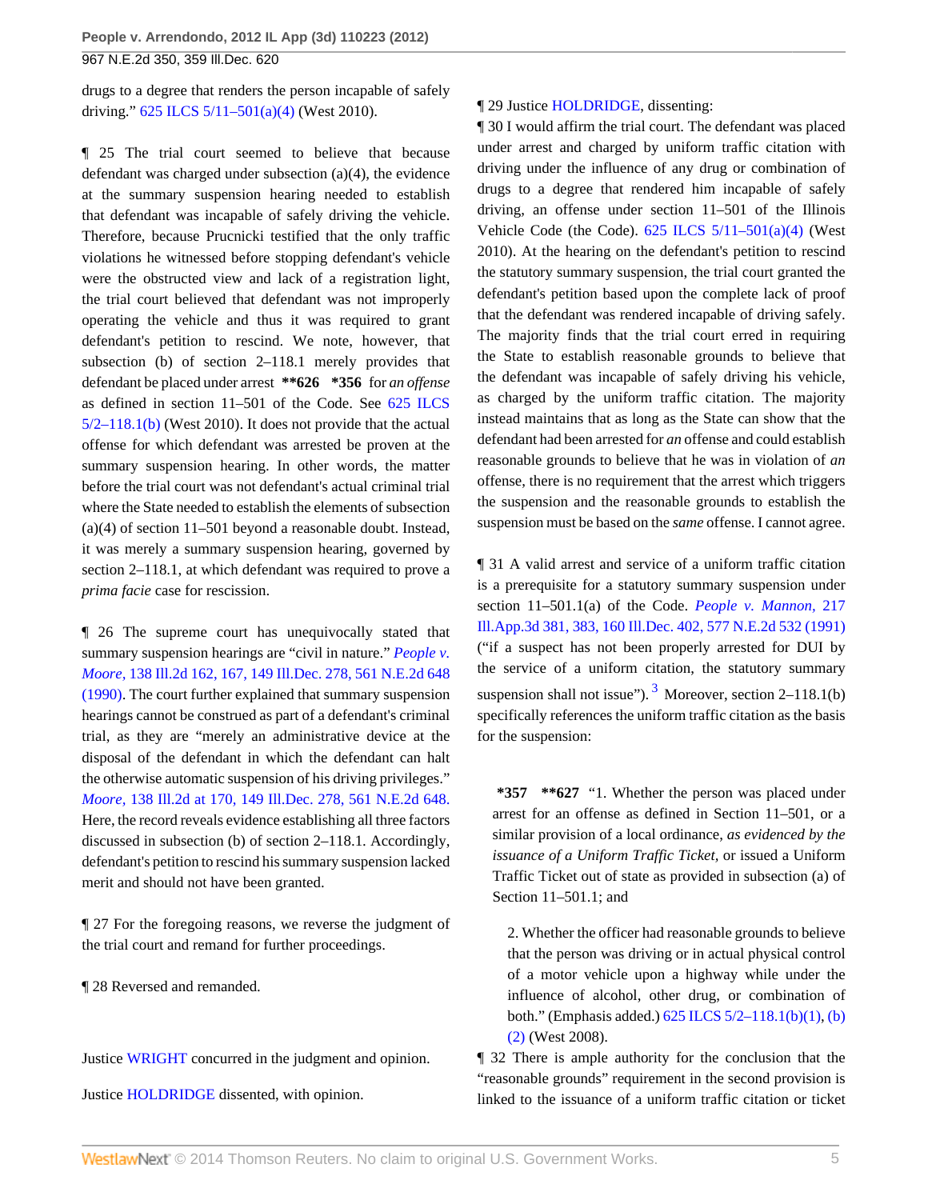drugs to a degree that renders the person incapable of safely driving." 625 ILCS 5/11–501(a)(4) (West 2010).

¶ 25 The trial court seemed to believe that because defendant was charged under subsection (a)(4), the evidence at the summary suspension hearing needed to establish that defendant was incapable of safely driving the vehicle. Therefore, because Prucnicki testified that the only traffic violations he witnessed before stopping defendant's vehicle were the obstructed view and lack of a registration light, the trial court believed that defendant was not improperly operating the vehicle and thus it was required to grant defendant's petition to rescind. We note, however, that subsection (b) of section 2–118.1 merely provides that defendant be placed under arrest **\*\*626 \*356** for *an offense* as defined in section 11–501 of the Code. See 625 ILCS 5/2–118.1(b) (West 2010). It does not provide that the actual offense for which defendant was arrested be proven at the summary suspension hearing. In other words, the matter before the trial court was not defendant's actual criminal trial where the State needed to establish the elements of subsection (a)(4) of section 11–501 beyond a reasonable doubt. Instead, it was merely a summary suspension hearing, governed by section 2–118.1, at which defendant was required to prove a *prima facie* case for rescission.

¶ 26 The supreme court has unequivocally stated that summary suspension hearings are "civil in nature." *People v. Moore,* 138 Ill.2d 162, 167, 149 Ill.Dec. 278, 561 N.E.2d 648 (1990). The court further explained that summary suspension hearings cannot be construed as part of a defendant's criminal trial, as they are "merely an administrative device at the disposal of the defendant in which the defendant can halt the otherwise automatic suspension of his driving privileges." *Moore,* 138 Ill.2d at 170, 149 Ill.Dec. 278, 561 N.E.2d 648. Here, the record reveals evidence establishing all three factors discussed in subsection (b) of section 2–118.1. Accordingly, defendant's petition to rescind his summary suspension lacked merit and should not have been granted.

¶ 27 For the foregoing reasons, we reverse the judgment of the trial court and remand for further proceedings.

¶ 28 Reversed and remanded.

Justice WRIGHT concurred in the judgment and opinion.

Justice HOLDRIDGE dissented, with opinion.

¶ 29 Justice HOLDRIDGE, dissenting:

¶ 30 I would affirm the trial court. The defendant was placed under arrest and charged by uniform traffic citation with driving under the influence of any drug or combination of drugs to a degree that rendered him incapable of safely driving, an offense under section 11–501 of the Illinois Vehicle Code (the Code). 625 ILCS 5/11–501(a)(4) (West 2010). At the hearing on the defendant's petition to rescind the statutory summary suspension, the trial court granted the defendant's petition based upon the complete lack of proof that the defendant was rendered incapable of driving safely. The majority finds that the trial court erred in requiring the State to establish reasonable grounds to believe that the defendant was incapable of safely driving his vehicle, as charged by the uniform traffic citation. The majority instead maintains that as long as the State can show that the defendant had been arrested for *an* offense and could establish reasonable grounds to believe that he was in violation of *an* offense, there is no requirement that the arrest which triggers the suspension and the reasonable grounds to establish the suspension must be based on the *same* offense. I cannot agree.

¶ 31 A valid arrest and service of a uniform traffic citation is a prerequisite for a statutory summary suspension under section 11–501.1(a) of the Code. *People v. Mannon,* 217 Ill.App.3d 381, 383, 160 Ill.Dec. 402, 577 N.E.2d 532 (1991) ("if a suspect has not been properly arrested for DUI by the service of a uniform citation, the statutory summary suspension shall not issue").[3] Moreover, section 2–118.1(b) specifically references the uniform traffic citation as the basis for the suspension:

> **\*357 \*\*627** "1. Whether the person was placed under arrest for an offense as defined in Section 11–501, or a similar provision of a local ordinance, *as evidenced by the issuance of a Uniform Traffic Ticket,* or issued a Uniform Traffic Ticket out of state as provided in subsection (a) of Section 11–501.1; and
>
> 2. Whether the officer had reasonable grounds to believe that the person was driving or in actual physical control of a motor vehicle upon a highway while under the influence of alcohol, other drug, or combination of both." (Emphasis added.) 625 ILCS 5/2–118.1(b)(1), (b)(2) (West 2008).

¶ 32 There is ample authority for the conclusion that the "reasonable grounds" requirement in the second provision is linked to the issuance of a uniform traffic citation or ticket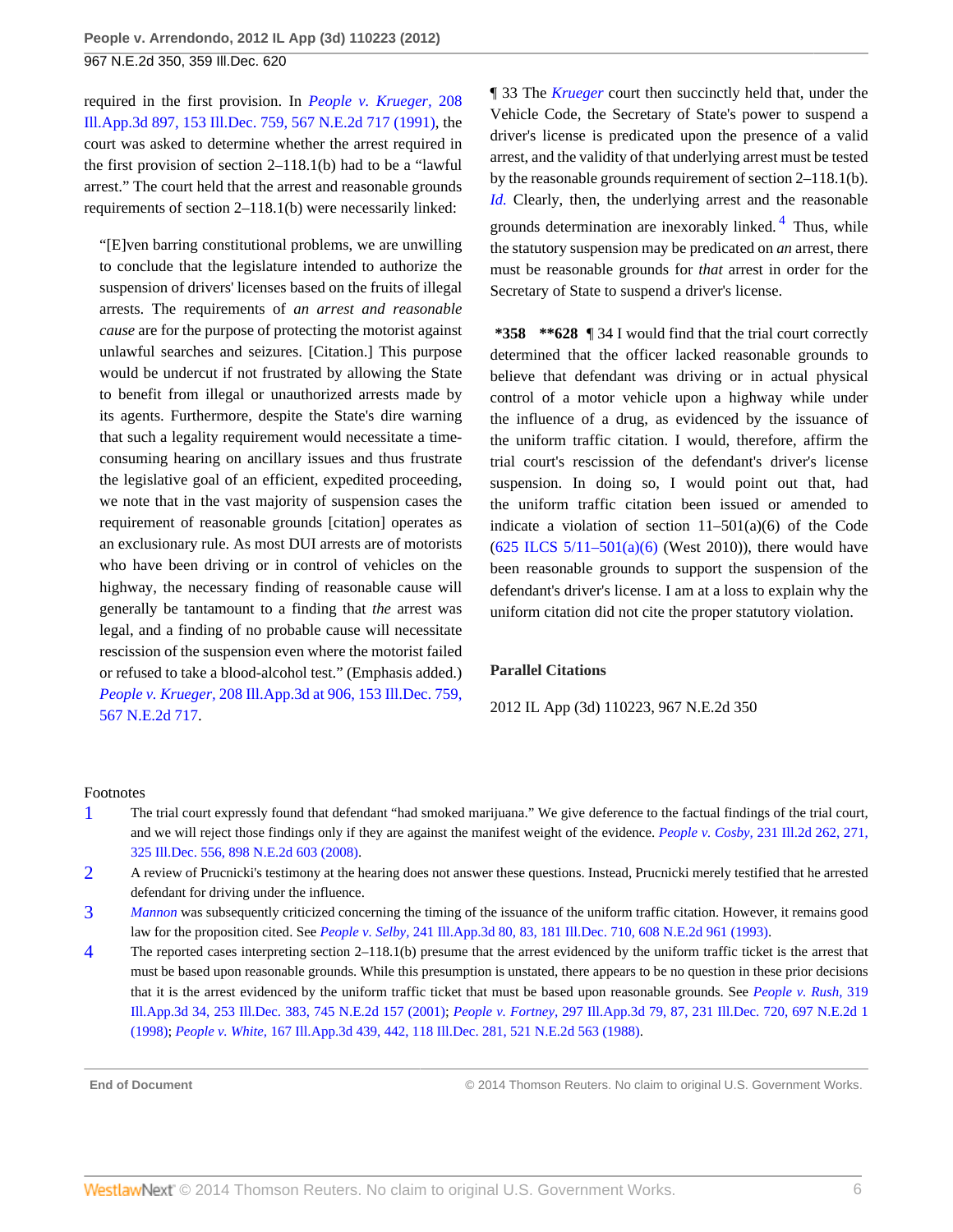required in the first provision. In *People v. Krueger,* 208 Ill.App.3d 897, 153 Ill.Dec. 759, 567 N.E.2d 717 (1991), the court was asked to determine whether the arrest required in the first provision of section 2–118.1(b) had to be a "lawful arrest." The court held that the arrest and reasonable grounds requirements of section 2–118.1(b) were necessarily linked:

> "[E]ven barring constitutional problems, we are unwilling to conclude that the legislature intended to authorize the suspension of drivers' licenses based on the fruits of illegal arrests. The requirements of *an arrest and reasonable cause* are for the purpose of protecting the motorist against unlawful searches and seizures. [Citation.] This purpose would be undercut if not frustrated by allowing the State to benefit from illegal or unauthorized arrests made by its agents. Furthermore, despite the State's dire warning that such a legality requirement would necessitate a time-consuming hearing on ancillary issues and thus frustrate the legislative goal of an efficient, expedited proceeding, we note that in the vast majority of suspension cases the requirement of reasonable grounds [citation] operates as an exclusionary rule. As most DUI arrests are of motorists who have been driving or in control of vehicles on the highway, the necessary finding of reasonable cause will generally be tantamount to a finding that *the* arrest was legal, and a finding of no probable cause will necessitate rescission of the suspension even where the motorist failed or refused to take a blood-alcohol test." (Emphasis added.) *People v. Krueger,* 208 Ill.App.3d at 906, 153 Ill.Dec. 759, 567 N.E.2d 717.

¶ 33 The *Krueger* court then succinctly held that, under the Vehicle Code, the Secretary of State's power to suspend a driver's license is predicated upon the presence of a valid arrest, and the validity of that underlying arrest must be tested by the reasonable grounds requirement of section 2–118.1(b). *Id.* Clearly, then, the underlying arrest and the reasonable grounds determination are inexorably linked.[4] Thus, while the statutory suspension may be predicated on *an* arrest, there must be reasonable grounds for *that* arrest in order for the Secretary of State to suspend a driver's license.

**\*358 \*\*628** ¶ 34 I would find that the trial court correctly determined that the officer lacked reasonable grounds to believe that defendant was driving or in actual physical control of a motor vehicle upon a highway while under the influence of a drug, as evidenced by the issuance of the uniform traffic citation. I would, therefore, affirm the trial court's rescission of the defendant's driver's license suspension. In doing so, I would point out that, had the uniform traffic citation been issued or amended to indicate a violation of section 11–501(a)(6) of the Code (625 ILCS 5/11–501(a)(6) (West 2010)), there would have been reasonable grounds to support the suspension of the defendant's driver's license. I am at a loss to explain why the uniform citation did not cite the proper statutory violation.

**Parallel Citations**

2012 IL App (3d) 110223, 967 N.E.2d 350

Footnotes

1. The trial court expressly found that defendant "had smoked marijuana." We give deference to the factual findings of the trial court, and we will reject those findings only if they are against the manifest weight of the evidence. *People v. Cosby,* 231 Ill.2d 262, 271, 325 Ill.Dec. 556, 898 N.E.2d 603 (2008).
2. A review of Prucnicki's testimony at the hearing does not answer these questions. Instead, Prucnicki merely testified that he arrested defendant for driving under the influence.
3. *Mannon* was subsequently criticized concerning the timing of the issuance of the uniform traffic citation. However, it remains good law for the proposition cited. See *People v. Selby,* 241 Ill.App.3d 80, 83, 181 Ill.Dec. 710, 608 N.E.2d 961 (1993).
4. The reported cases interpreting section 2–118.1(b) presume that the arrest evidenced by the uniform traffic ticket is the arrest that must be based upon reasonable grounds. While this presumption is unstated, there appears to be no question in these prior decisions that it is the arrest evidenced by the uniform traffic ticket that must be based upon reasonable grounds. See *People v. Rush,* 319 Ill.App.3d 34, 253 Ill.Dec. 383, 745 N.E.2d 157 (2001); *People v. Fortney,* 297 Ill.App.3d 79, 87, 231 Ill.Dec. 720, 697 N.E.2d 1 (1998); *People v. White,* 167 Ill.App.3d 439, 442, 118 Ill.Dec. 281, 521 N.E.2d 563 (1988).

End of Document © 2014 Thomson Reuters. No claim to original U.S. Government Works.